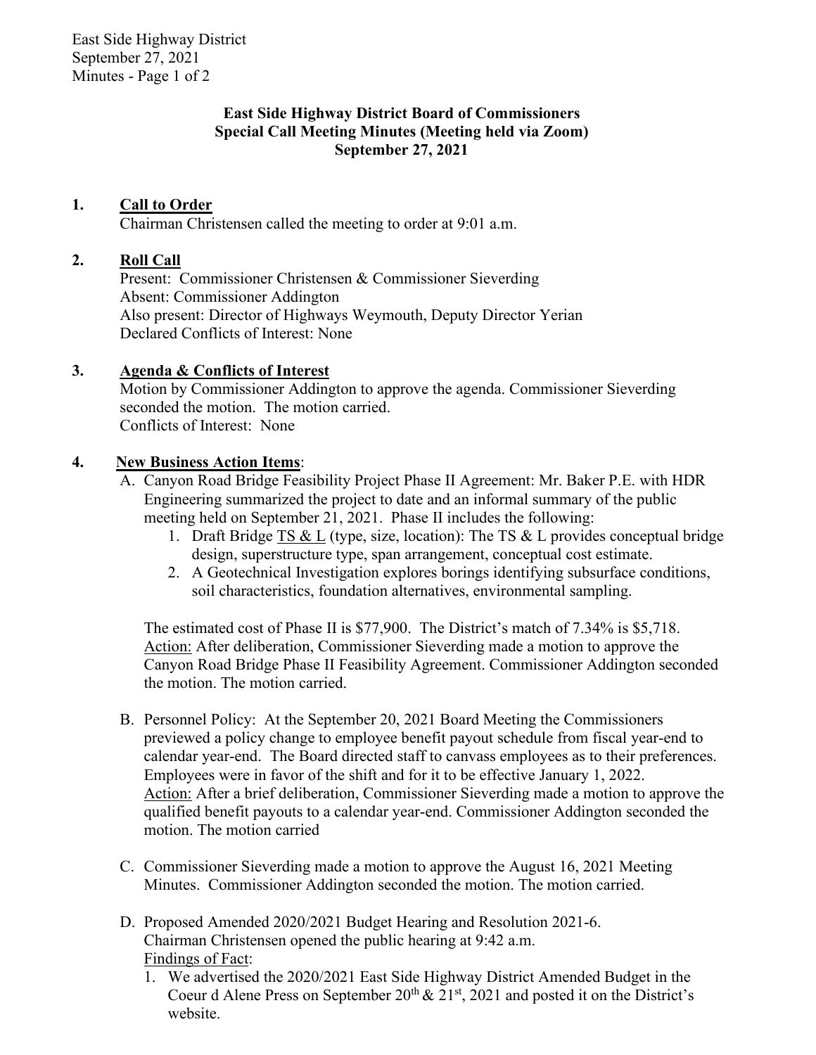**East Side Highway District Board of Commissioners**
**Special Call Meeting Minutes (Meeting held via Zoom)**
**September 27, 2021**

1. **Call to Order**
   Chairman Christensen called the meeting to order at 9:01 a.m.

2. **Roll Call**
   Present: Commissioner Christensen & Commissioner Sieverding
   Absent: Commissioner Addington
   Also present: Director of Highways Weymouth, Deputy Director Yerian
   Declared Conflicts of Interest: None

3. **Agenda & Conflicts of Interest**
   Motion by Commissioner Addington to approve the agenda. Commissioner Sieverding seconded the motion. The motion carried.
   Conflicts of Interest: None

4. **New Business Action Items**:
   A. Canyon Road Bridge Feasibility Project Phase II Agreement: Mr. Baker P.E. with HDR Engineering summarized the project to date and an informal summary of the public meeting held on September 21, 2021. Phase II includes the following:
      1. Draft Bridge TS & L (type, size, location): The TS & L provides conceptual bridge design, superstructure type, span arrangement, conceptual cost estimate.
      2. A Geotechnical Investigation explores borings identifying subsurface conditions, soil characteristics, foundation alternatives, environmental sampling.

      The estimated cost of Phase II is $77,900. The District's match of 7.34% is $5,718.
      Action: After deliberation, Commissioner Sieverding made a motion to approve the Canyon Road Bridge Phase II Feasibility Agreement. Commissioner Addington seconded the motion. The motion carried.

   B. Personnel Policy: At the September 20, 2021 Board Meeting the Commissioners previewed a policy change to employee benefit payout schedule from fiscal year-end to calendar year-end. The Board directed staff to canvass employees as to their preferences. Employees were in favor of the shift and for it to be effective January 1, 2022.
      Action: After a brief deliberation, Commissioner Sieverding made a motion to approve the qualified benefit payouts to a calendar year-end. Commissioner Addington seconded the motion. The motion carried

   C. Commissioner Sieverding made a motion to approve the August 16, 2021 Meeting Minutes. Commissioner Addington seconded the motion. The motion carried.

   D. Proposed Amended 2020/2021 Budget Hearing and Resolution 2021-6.
      Chairman Christensen opened the public hearing at 9:42 a.m.
      Findings of Fact:
      1. We advertised the 2020/2021 East Side Highway District Amended Budget in the Coeur d Alene Press on September 20th & 21st, 2021 and posted it on the District's website.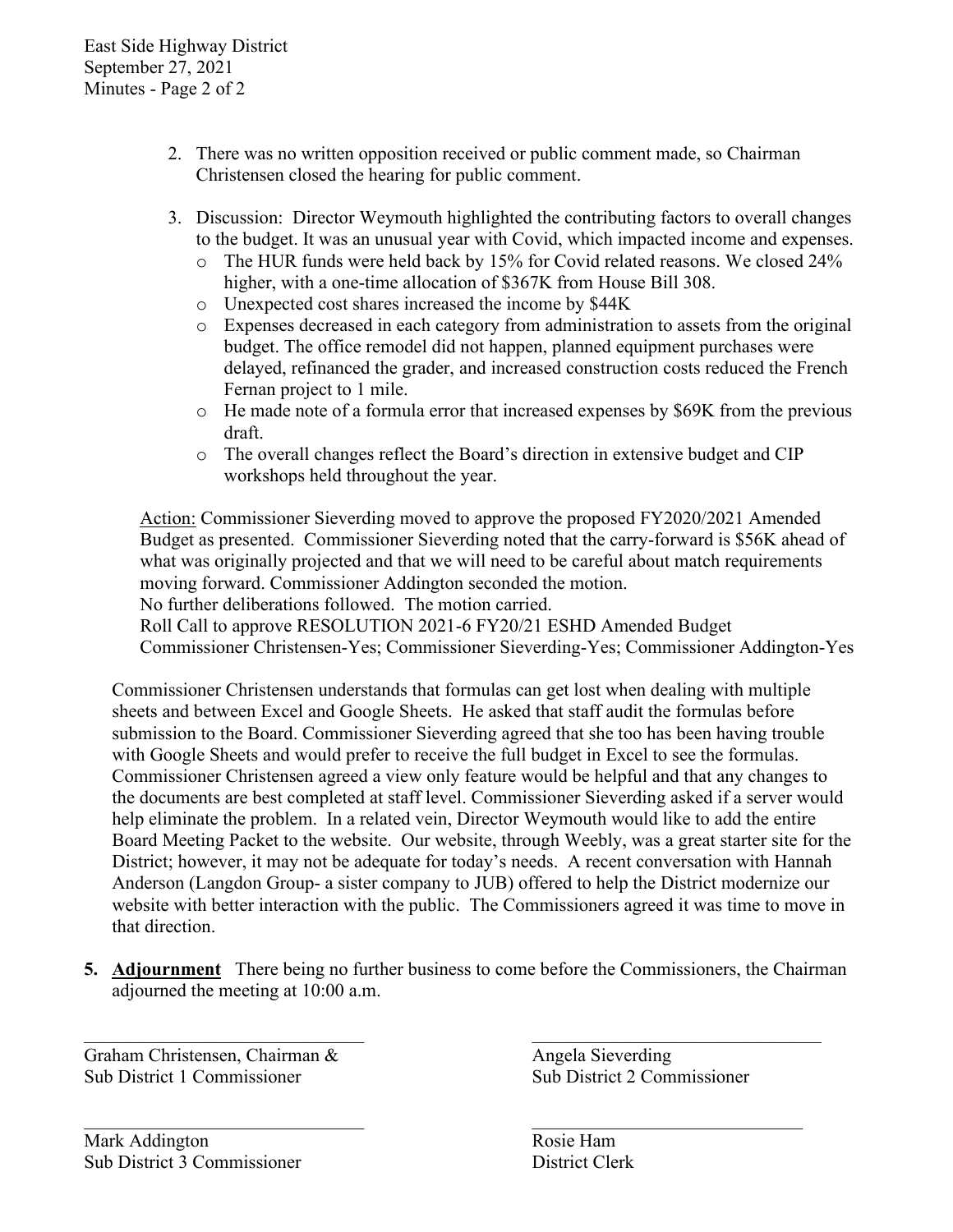2. There was no written opposition received or public comment made, so Chairman Christensen closed the hearing for public comment.

3. Discussion: Director Weymouth highlighted the contributing factors to overall changes to the budget. It was an unusual year with Covid, which impacted income and expenses.
   - The HUR funds were held back by 15% for Covid related reasons. We closed 24% higher, with a one-time allocation of $367K from House Bill 308.
   - Unexpected cost shares increased the income by $44K
   - Expenses decreased in each category from administration to assets from the original budget. The office remodel did not happen, planned equipment purchases were delayed, refinanced the grader, and increased construction costs reduced the French Fernan project to 1 mile.
   - He made note of a formula error that increased expenses by $69K from the previous draft.
   - The overall changes reflect the Board's direction in extensive budget and CIP workshops held throughout the year.

Action: Commissioner Sieverding moved to approve the proposed FY2020/2021 Amended Budget as presented. Commissioner Sieverding noted that the carry-forward is $56K ahead of what was originally projected and that we will need to be careful about match requirements moving forward. Commissioner Addington seconded the motion.
No further deliberations followed. The motion carried.
Roll Call to approve RESOLUTION 2021-6 FY20/21 ESHD Amended Budget
Commissioner Christensen-Yes; Commissioner Sieverding-Yes; Commissioner Addington-Yes

Commissioner Christensen understands that formulas can get lost when dealing with multiple sheets and between Excel and Google Sheets. He asked that staff audit the formulas before submission to the Board. Commissioner Sieverding agreed that she too has been having trouble with Google Sheets and would prefer to receive the full budget in Excel to see the formulas. Commissioner Christensen agreed a view only feature would be helpful and that any changes to the documents are best completed at staff level. Commissioner Sieverding asked if a server would help eliminate the problem. In a related vein, Director Weymouth would like to add the entire Board Meeting Packet to the website. Our website, through Weebly, was a great starter site for the District; however, it may not be adequate for today's needs. A recent conversation with Hannah Anderson (Langdon Group- a sister company to JUB) offered to help the District modernize our website with better interaction with the public. The Commissioners agreed it was time to move in that direction.

5. **Adjournment** There being no further business to come before the Commissioners, the Chairman adjourned the meeting at 10:00 a.m.

\_\_\_\_\_\_\_\_\_\_\_\_\_\_\_\_\_\_\_\_\_\_\_\_\_\_\_\_\_\_
Graham Christensen, Chairman &
Sub District 1 Commissioner

\_\_\_\_\_\_\_\_\_\_\_\_\_\_\_\_\_\_\_\_\_\_\_\_\_\_\_\_\_\_
Angela Sieverding
Sub District 2 Commissioner

\_\_\_\_\_\_\_\_\_\_\_\_\_\_\_\_\_\_\_\_\_\_\_\_\_\_\_\_\_\_
Mark Addington
Sub District 3 Commissioner

\_\_\_\_\_\_\_\_\_\_\_\_\_\_\_\_\_\_\_\_\_\_\_\_\_\_\_\_\_\_
Rosie Ham
District Clerk